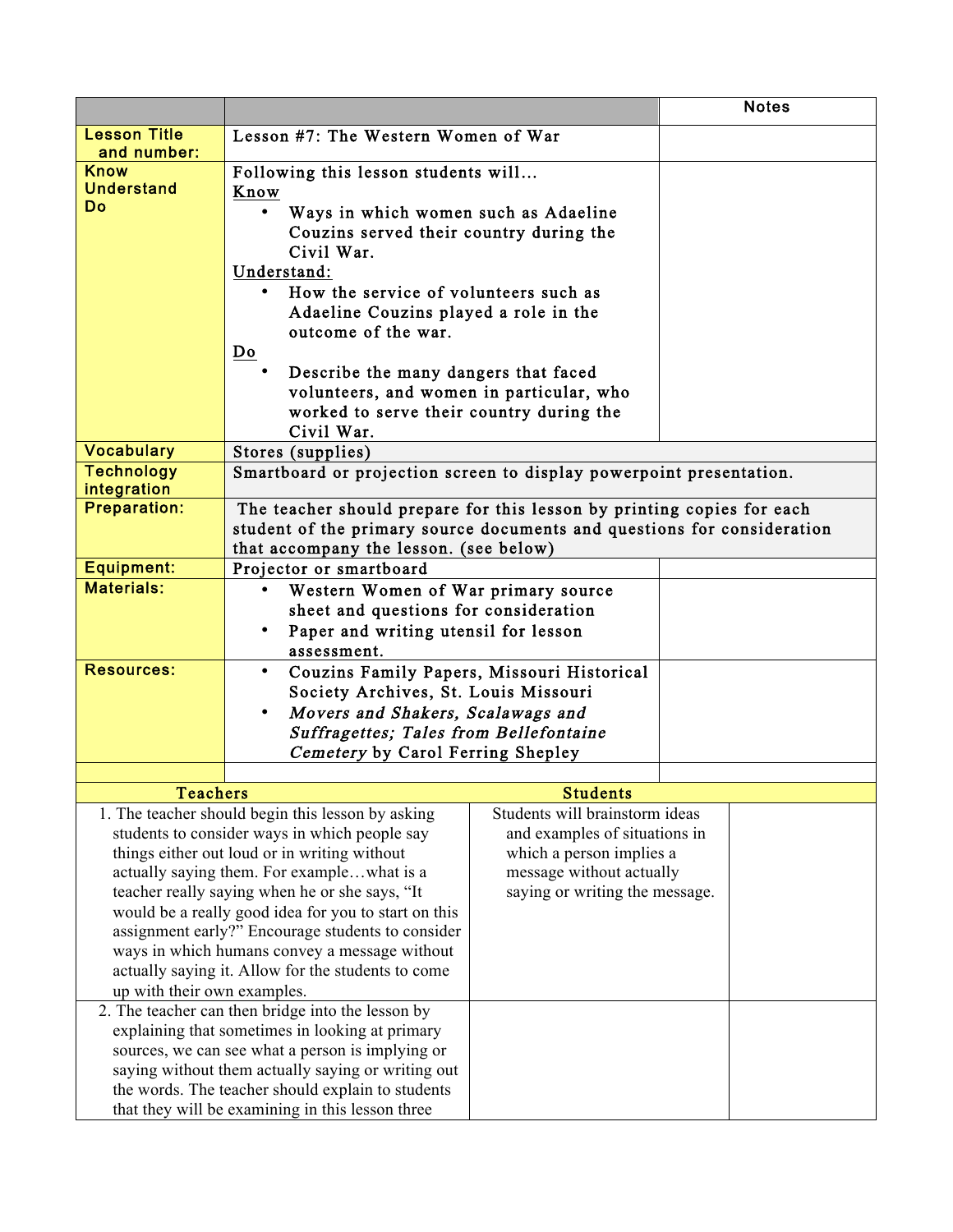| | | Notes |
|---|---|---|
| **Lesson Title and number:** | Lesson #7: The Western Women of War | |
| **Know Understand Do** | Following this lesson students will…<br><u>Know</u><br>• Ways in which women such as Adaeline Couzins served their country during the Civil War.<br><u>Understand:</u><br>• How the service of volunteers such as Adaeline Couzins played a role in the outcome of the war.<br><u>Do</u><br>• Describe the many dangers that faced volunteers, and women in particular, who worked to serve their country during the Civil War. | |
| **Vocabulary** | Stores (supplies) | |
| **Technology integration** | Smartboard or projection screen to display powerpoint presentation. | |
| **Preparation:** | The teacher should prepare for this lesson by printing copies for each student of the primary source documents and questions for consideration that accompany the lesson. (see below) | |
| **Equipment:** | Projector or smartboard | |
| **Materials:** | • Western Women of War primary source sheet and questions for consideration<br>• Paper and writing utensil for lesson assessment. | |
| **Resources:** | • Couzins Family Papers, Missouri Historical Society Archives, St. Louis Missouri<br>• *Movers and Shakers, Scalawags and Suffragettes; Tales from Bellefontaine Cemetery* by Carol Ferring Shepley | |

| Teachers | Students | |
|---|---|---|
| 1. The teacher should begin this lesson by asking students to consider ways in which people say things either out loud or in writing without actually saying them. For example…what is a teacher really saying when he or she says, "It would be a really good idea for you to start on this assignment early?" Encourage students to consider ways in which humans convey a message without actually saying it. Allow for the students to come up with their own examples. | Students will brainstorm ideas and examples of situations in which a person implies a message without actually saying or writing the message. | |
| 2. The teacher can then bridge into the lesson by explaining that sometimes in looking at primary sources, we can see what a person is implying or saying without them actually saying or writing out the words. The teacher should explain to students that they will be examining in this lesson three | | |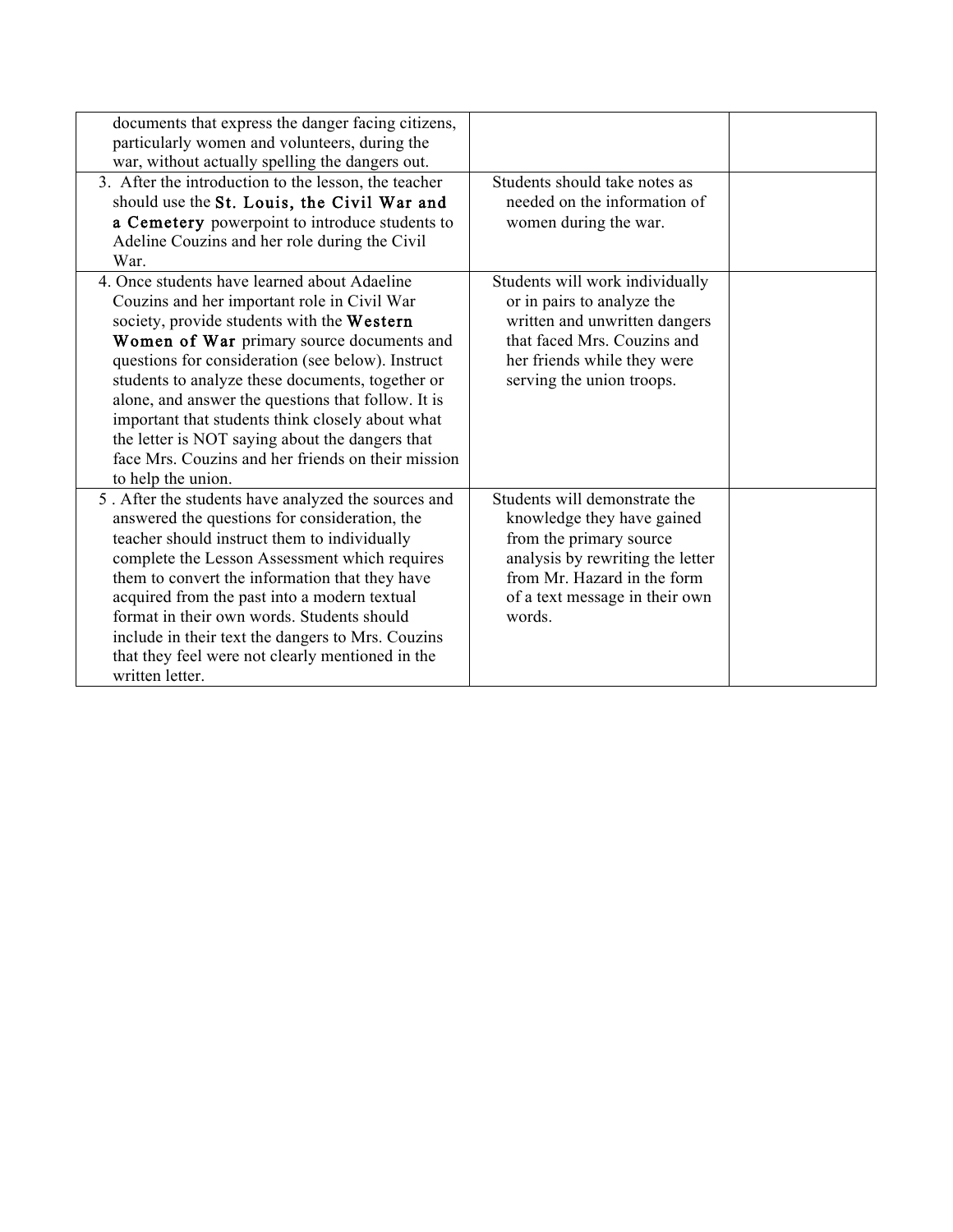| | | |
|---|---|---|
| documents that express the danger facing citizens, particularly women and volunteers, during the war, without actually spelling the dangers out. | | |
| 3. After the introduction to the lesson, the teacher should use the **St. Louis, the Civil War and a Cemetery** powerpoint to introduce students to Adeline Couzins and her role during the Civil War. | Students should take notes as needed on the information of women during the war. | |
| 4. Once students have learned about Adaeline Couzins and her important role in Civil War society, provide students with the **Western Women of War** primary source documents and questions for consideration (see below). Instruct students to analyze these documents, together or alone, and answer the questions that follow. It is important that students think closely about what the letter is NOT saying about the dangers that face Mrs. Couzins and her friends on their mission to help the union. | Students will work individually or in pairs to analyze the written and unwritten dangers that faced Mrs. Couzins and her friends while they were serving the union troops. | |
| 5 . After the students have analyzed the sources and answered the questions for consideration, the teacher should instruct them to individually complete the Lesson Assessment which requires them to convert the information that they have acquired from the past into a modern textual format in their own words. Students should include in their text the dangers to Mrs. Couzins that they feel were not clearly mentioned in the written letter. | Students will demonstrate the knowledge they have gained from the primary source analysis by rewriting the letter from Mr. Hazard in the form of a text message in their own words. | |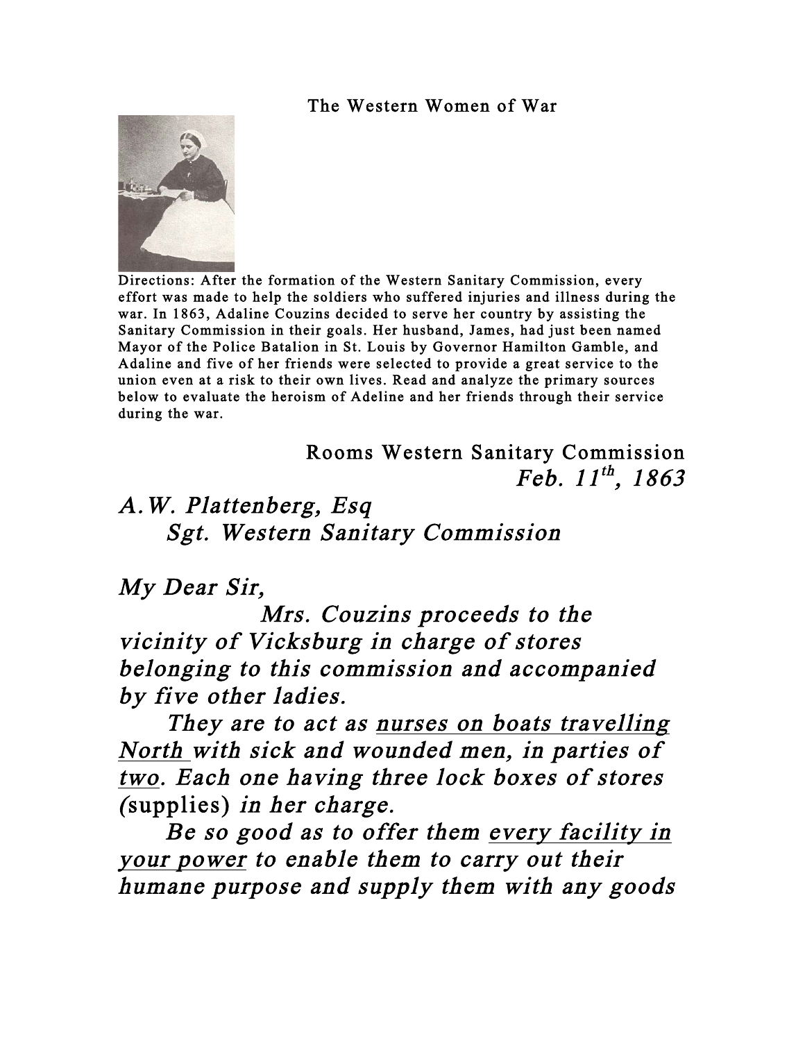The Western Women of War

Directions: After the formation of the Western Sanitary Commission, every effort was made to help the soldiers who suffered injuries and illness during the war. In 1863, Adaline Couzins decided to serve her country by assisting the Sanitary Commission in their goals. Her husband, James, had just been named Mayor of the Police Batalion in St. Louis by Governor Hamilton Gamble, and Adaline and five of her friends were selected to provide a great service to the union even at a risk to their own lives. Read and analyze the primary sources below to evaluate the heroism of Adeline and her friends through their service during the war.

Rooms Western Sanitary Commission
*Feb. 11th, 1863*

*A.W. Plattenberg, Esq*
*Sgt. Western Sanitary Commission*

*My Dear Sir,*

*Mrs. Couzins proceeds to the vicinity of Vicksburg in charge of stores belonging to this commission and accompanied by five other ladies.*

*They are to act as nurses on boats travelling North with sick and wounded men, in parties of two. Each one having three lock boxes of stores (*supplies*) in her charge.*

*Be so good as to offer them every facility in your power to enable them to carry out their humane purpose and supply them with any goods*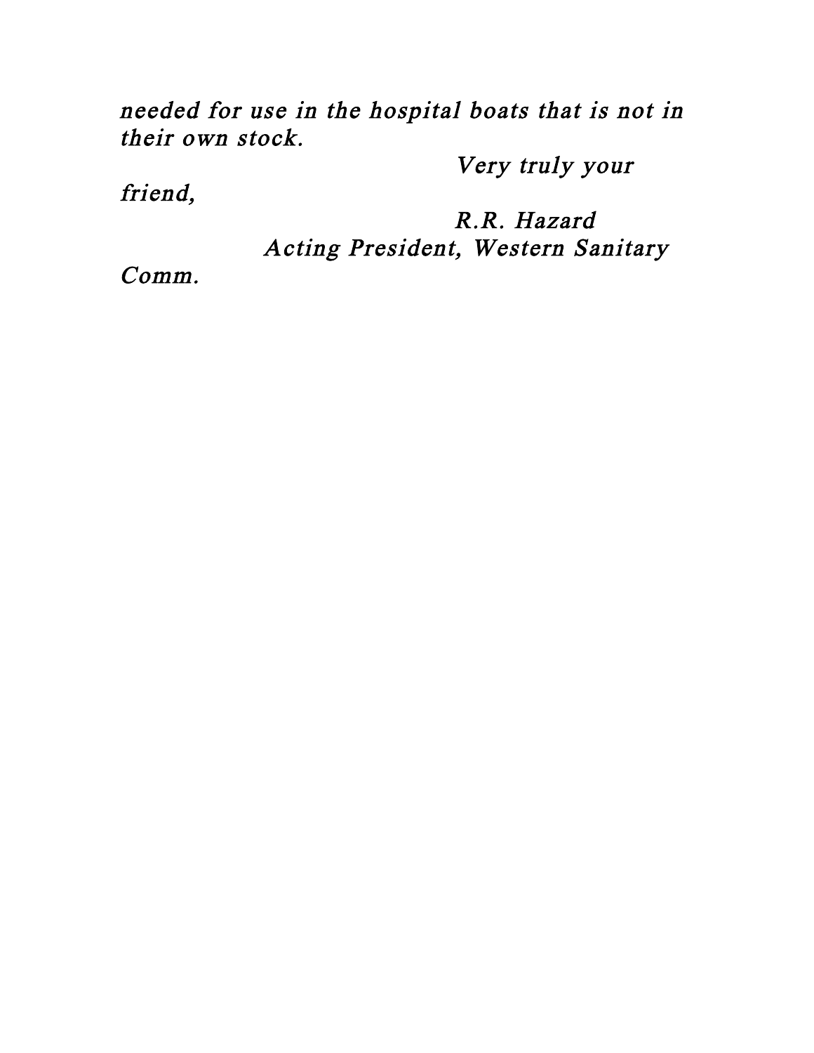*needed for use in the hospital boats that is not in their own stock.*

*Very truly your friend,*

*R.R. Hazard*
*Acting President, Western Sanitary Comm.*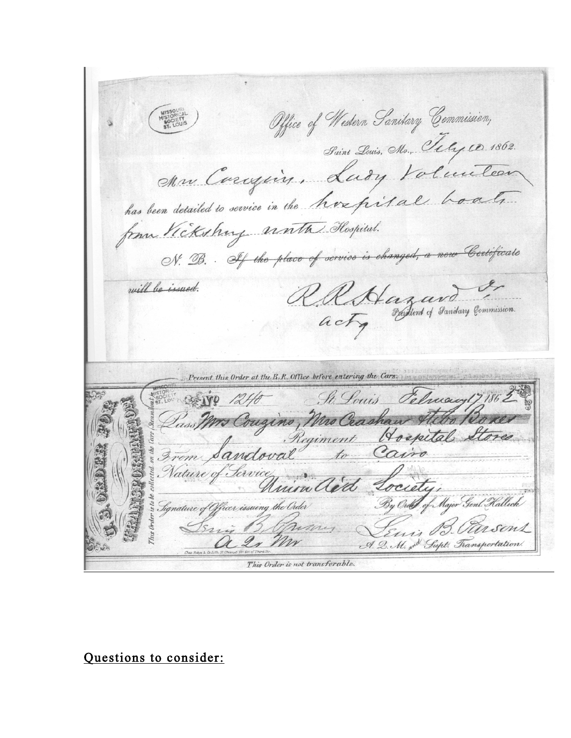MISSOURI HISTORICAL SOCIETY ST. LOUIS

Office of Western Sanitary Commission,

Saint Louis, Mo., July 10 1862.

Mrs Couzins, Lady Volunteer

has been detailed to service in the hospital boats

from Vicksburg North Hospital.

N. B. ~~If the place of service is changed, a new Certificate will be issued.~~

R. R. Hazard Jr.
acty President of Sanitary Commission.

---

Present this Order at the R.R. Office before entering the Cars.

U. S. ORDER FOR TRANSPORTATION

MISSOURI HISTORICAL SOCIETY ST. LOUIS

No 1240 St. Louis February 17 1862

Pass Mrs Couzins, Mrs Crashaw & two Boxes

Regiment Hospital Stores

From Sandoval to Cairo

Nature of Service Union Aid Society.

Signature of Officer issuing the Order — Lewis B. Parsons A. Q. M.

By Order of Major Genl. Halleck — Lewis B. Parsons A. Q. M. and Supt. Transportation.

This Order is to be collected on the Cars (Steamboat)

Chas Robyn & Co Lith, 57 Chesnut Str. Cor. of Third Str.

This Order is not transferable.

## Questions to consider: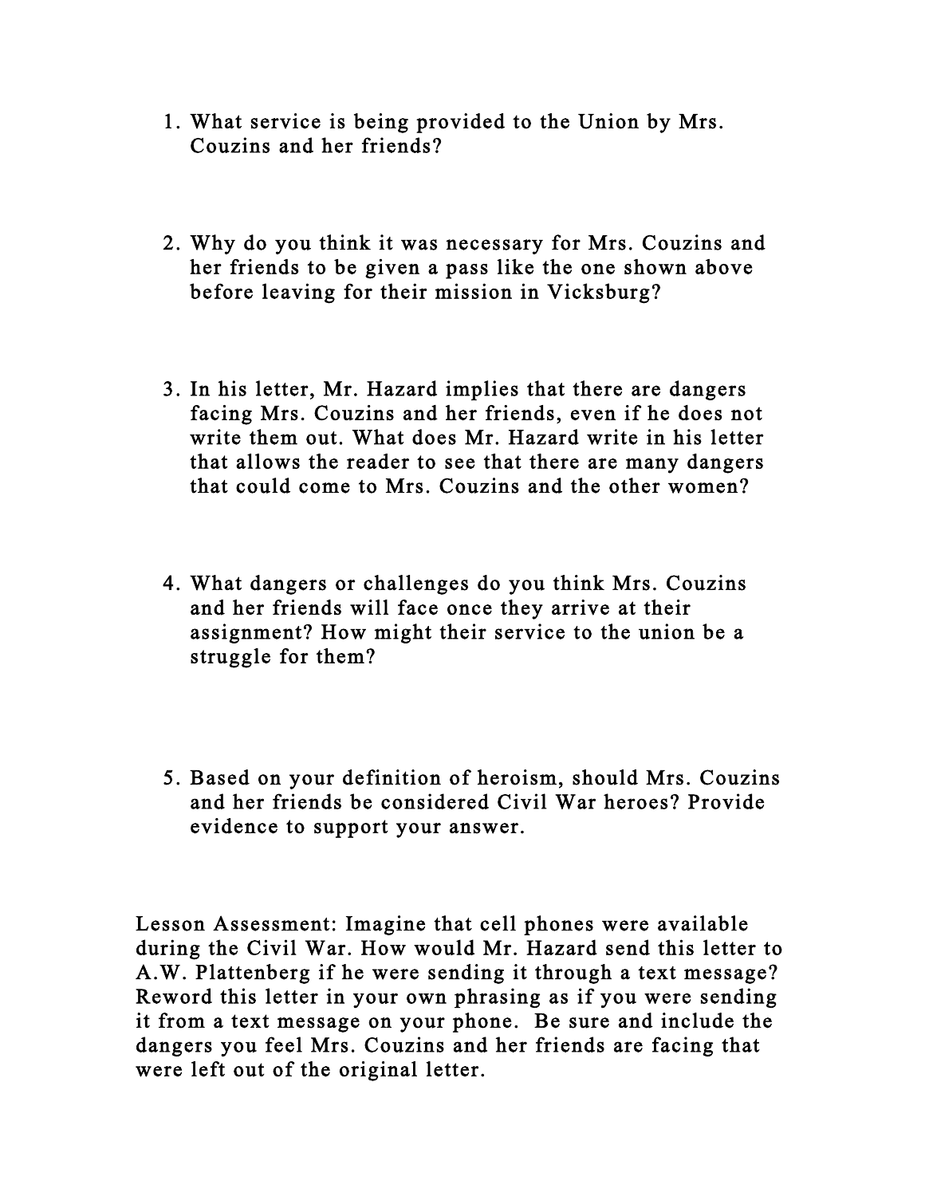1. What service is being provided to the Union by Mrs. Couzins and her friends?

2. Why do you think it was necessary for Mrs. Couzins and her friends to be given a pass like the one shown above before leaving for their mission in Vicksburg?

3. In his letter, Mr. Hazard implies that there are dangers facing Mrs. Couzins and her friends, even if he does not write them out. What does Mr. Hazard write in his letter that allows the reader to see that there are many dangers that could come to Mrs. Couzins and the other women?

4. What dangers or challenges do you think Mrs. Couzins and her friends will face once they arrive at their assignment? How might their service to the union be a struggle for them?

5. Based on your definition of heroism, should Mrs. Couzins and her friends be considered Civil War heroes? Provide evidence to support your answer.

Lesson Assessment: Imagine that cell phones were available during the Civil War. How would Mr. Hazard send this letter to A.W. Plattenberg if he were sending it through a text message? Reword this letter in your own phrasing as if you were sending it from a text message on your phone. Be sure and include the dangers you feel Mrs. Couzins and her friends are facing that were left out of the original letter.